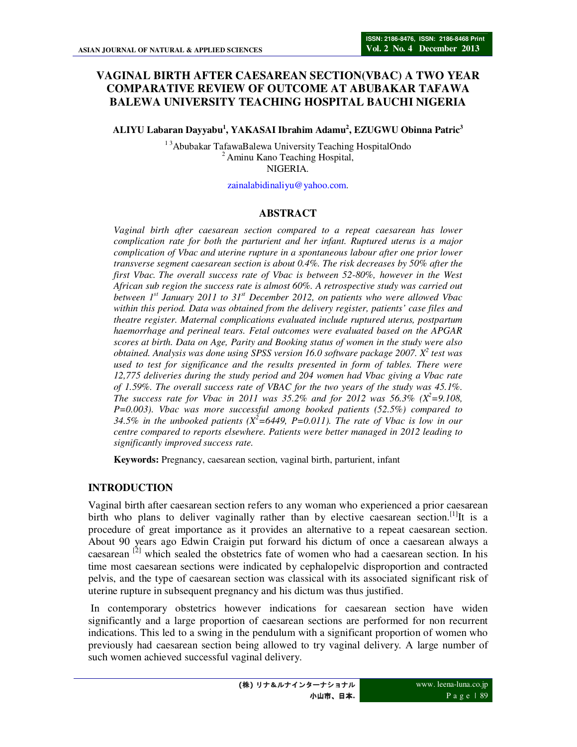# VAGINAL BIRTH AFTER CAESAREAN SECTION(VBAC) A TWO YEAR COMPARATIVE REVIEW OF OUTCOME AT ABUBAKAR TAFAWA BALEWA UNIVERSITY TEACHING HOSPITAL BAUCHI NIGERIA

**ALIYU Labaran Dayyabu[1], YAKASAI Ibrahim Adamu[2], EZUGWU Obinna Patric[3]**

[1 3]Abubakar TafawaBalewa University Teaching HospitalOndo
[2] Aminu Kano Teaching Hospital,
NIGERIA.

zainalabidinaliyu@yahoo.com.

## ABSTRACT

*Vaginal birth after caesarean section compared to a repeat caesarean has lower complication rate for both the parturient and her infant. Ruptured uterus is a major complication of Vbac and uterine rupture in a spontaneous labour after one prior lower transverse segment caesarean section is about 0.4%. The risk decreases by 50% after the first Vbac. The overall success rate of Vbac is between 52-80%, however in the West African sub region the success rate is almost 60%. A retrospective study was carried out between 1st January 2011 to 31st December 2012, on patients who were allowed Vbac within this period. Data was obtained from the delivery register, patients' case files and theatre register. Maternal complications evaluated include ruptured uterus, postpartum haemorrhage and perineal tears. Fetal outcomes were evaluated based on the APGAR scores at birth. Data on Age, Parity and Booking status of women in the study were also obtained. Analysis was done using SPSS version 16.0 software package 2007. $X^2$ test was used to test for significance and the results presented in form of tables. There were 12,775 deliveries during the study period and 204 women had Vbac giving a Vbac rate of 1.59%. The overall success rate of VBAC for the two years of the study was 45.1%. The success rate for Vbac in 2011 was 35.2% and for 2012 was 56.3% ($X^2$=9.108, P=0.003). Vbac was more successful among booked patients (52.5%) compared to 34.5% in the unbooked patients ($X^2$=6449, P=0.011). The rate of Vbac is low in our centre compared to reports elsewhere. Patients were better managed in 2012 leading to significantly improved success rate.*

**Keywords:** Pregnancy, caesarean section, vaginal birth, parturient, infant

## INTRODUCTION

Vaginal birth after caesarean section refers to any woman who experienced a prior caesarean birth who plans to deliver vaginally rather than by elective caesarean section.[1]It is a procedure of great importance as it provides an alternative to a repeat caesarean section. About 90 years ago Edwin Craigin put forward his dictum of once a caesarean always a caesarean [2] which sealed the obstetrics fate of women who had a caesarean section. In his time most caesarean sections were indicated by cephalopelvic disproportion and contracted pelvis, and the type of caesarean section was classical with its associated significant risk of uterine rupture in subsequent pregnancy and his dictum was thus justified.

In contemporary obstetrics however indications for caesarean section have widen significantly and a large proportion of caesarean sections are performed for non recurrent indications. This led to a swing in the pendulum with a significant proportion of women who previously had caesarean section being allowed to try vaginal delivery. A large number of such women achieved successful vaginal delivery.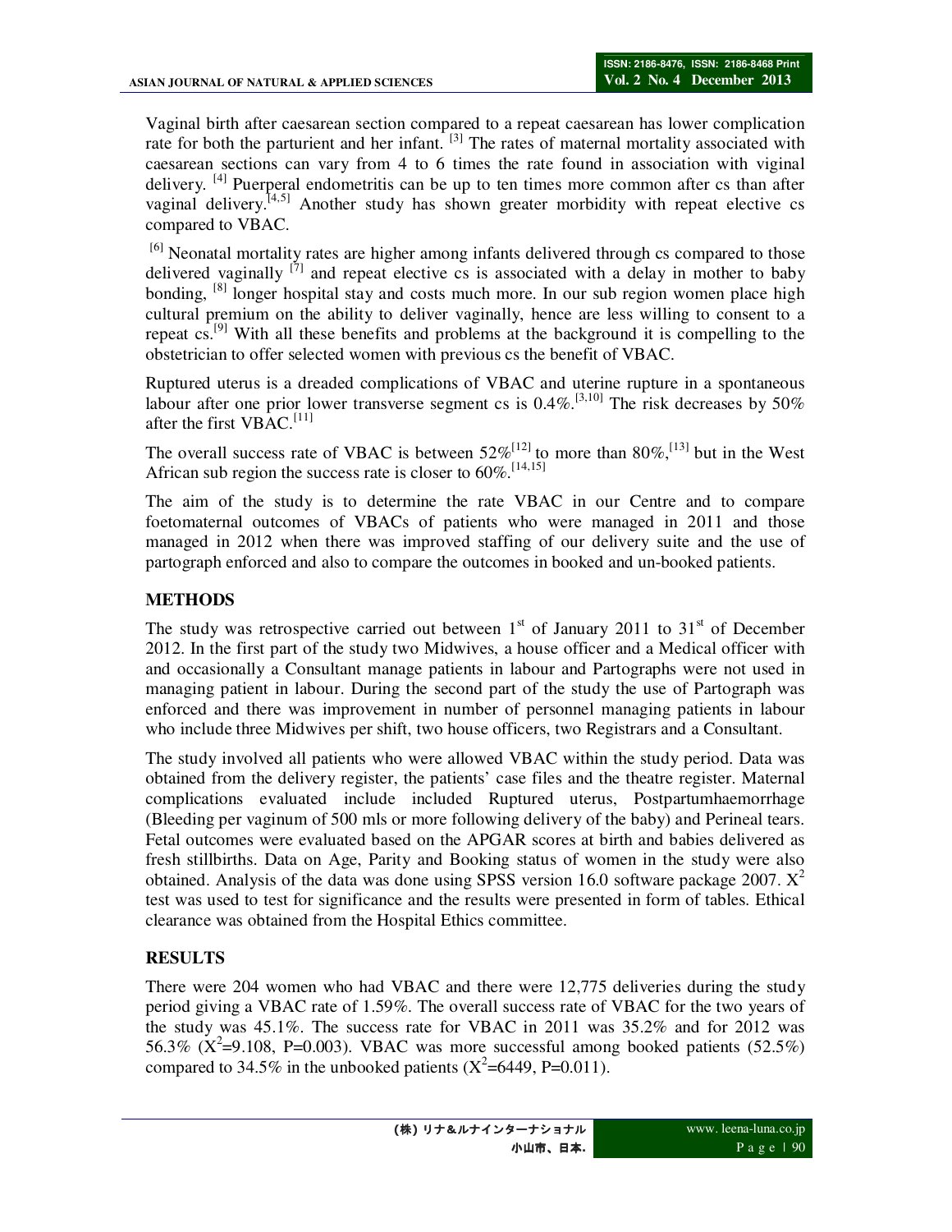Vaginal birth after caesarean section compared to a repeat caesarean has lower complication rate for both the parturient and her infant. [3] The rates of maternal mortality associated with caesarean sections can vary from 4 to 6 times the rate found in association with viginal delivery. [4] Puerperal endometritis can be up to ten times more common after cs than after vaginal delivery.[4,5] Another study has shown greater morbidity with repeat elective cs compared to VBAC.

[6] Neonatal mortality rates are higher among infants delivered through cs compared to those delivered vaginally [7] and repeat elective cs is associated with a delay in mother to baby bonding, [8] longer hospital stay and costs much more. In our sub region women place high cultural premium on the ability to deliver vaginally, hence are less willing to consent to a repeat cs.[9] With all these benefits and problems at the background it is compelling to the obstetrician to offer selected women with previous cs the benefit of VBAC.

Ruptured uterus is a dreaded complications of VBAC and uterine rupture in a spontaneous labour after one prior lower transverse segment cs is 0.4%.[3,10] The risk decreases by 50% after the first VBAC.[11]

The overall success rate of VBAC is between 52%[12] to more than 80%,[13] but in the West African sub region the success rate is closer to 60%.[14,15]

The aim of the study is to determine the rate VBAC in our Centre and to compare foetomaternal outcomes of VBACs of patients who were managed in 2011 and those managed in 2012 when there was improved staffing of our delivery suite and the use of partograph enforced and also to compare the outcomes in booked and un-booked patients.

## METHODS

The study was retrospective carried out between 1st of January 2011 to 31st of December 2012. In the first part of the study two Midwives, a house officer and a Medical officer with and occasionally a Consultant manage patients in labour and Partographs were not used in managing patient in labour. During the second part of the study the use of Partograph was enforced and there was improvement in number of personnel managing patients in labour who include three Midwives per shift, two house officers, two Registrars and a Consultant.

The study involved all patients who were allowed VBAC within the study period. Data was obtained from the delivery register, the patients' case files and the theatre register. Maternal complications evaluated include included Ruptured uterus, Postpartumhaemorrhage (Bleeding per vaginum of 500 mls or more following delivery of the baby) and Perineal tears. Fetal outcomes were evaluated based on the APGAR scores at birth and babies delivered as fresh stillbirths. Data on Age, Parity and Booking status of women in the study were also obtained. Analysis of the data was done using SPSS version 16.0 software package 2007. $X^2$ test was used to test for significance and the results were presented in form of tables. Ethical clearance was obtained from the Hospital Ethics committee.

## RESULTS

There were 204 women who had VBAC and there were 12,775 deliveries during the study period giving a VBAC rate of 1.59%. The overall success rate of VBAC for the two years of the study was 45.1%. The success rate for VBAC in 2011 was 35.2% and for 2012 was 56.3% ($X^2$=9.108, P=0.003). VBAC was more successful among booked patients (52.5%) compared to 34.5% in the unbooked patients ($X^2$=6449, P=0.011).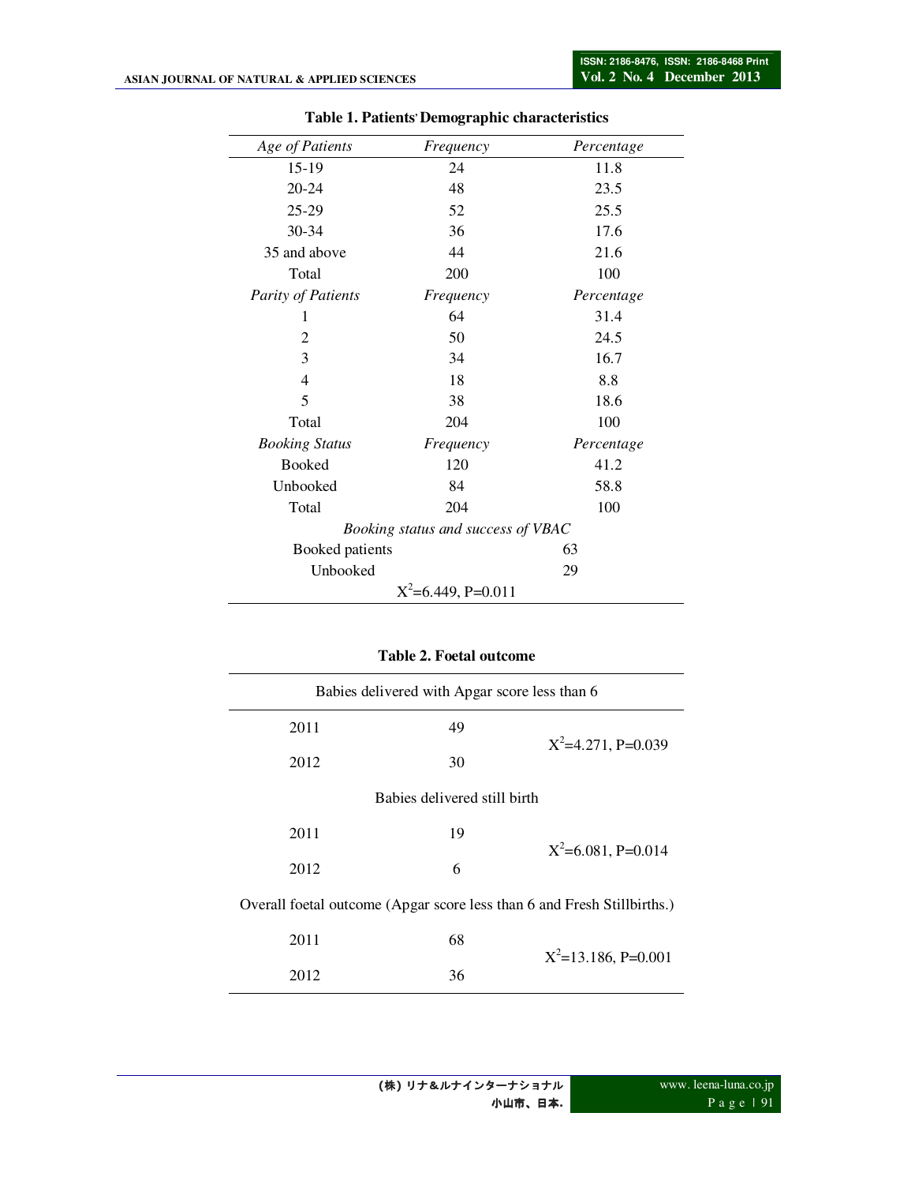**Table 1. Patients' Demographic characteristics**

| *Age of Patients* | *Frequency* | *Percentage* |
|---|---|---|
| 15-19 | 24 | 11.8 |
| 20-24 | 48 | 23.5 |
| 25-29 | 52 | 25.5 |
| 30-34 | 36 | 17.6 |
| 35 and above | 44 | 21.6 |
| Total | 200 | 100 |
| *Parity of Patients* | *Frequency* | *Percentage* |
| 1 | 64 | 31.4 |
| 2 | 50 | 24.5 |
| 3 | 34 | 16.7 |
| 4 | 18 | 8.8 |
| 5 | 38 | 18.6 |
| Total | 204 | 100 |
| *Booking Status* | *Frequency* | *Percentage* |
| Booked | 120 | 41.2 |
| Unbooked | 84 | 58.8 |
| Total | 204 | 100 |
| *Booking status and success of VBAC* | | |
| Booked patients | 63 | |
| Unbooked | 29 | |
| $X^2$=6.449, P=0.011 | | |

**Table 2. Foetal outcome**

| Babies delivered with Apgar score less than 6 | | |
|---|---|---|
| 2011 | 49 | $X^2$=4.271, P=0.039 |
| 2012 | 30 | |
| Babies delivered still birth | | |
| 2011 | 19 | $X^2$=6.081, P=0.014 |
| 2012 | 6 | |
| Overall foetal outcome (Apgar score less than 6 and Fresh Stillbirths.) | | |
| 2011 | 68 | $X^2$=13.186, P=0.001 |
| 2012 | 36 | |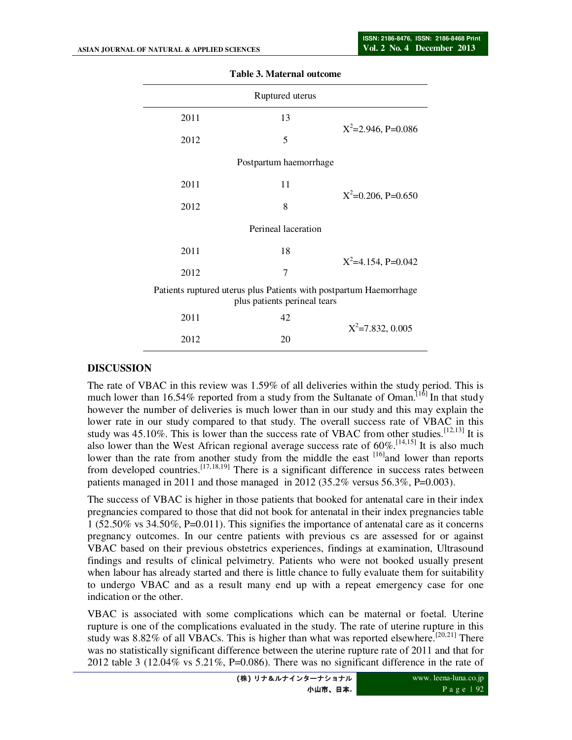**Table 3. Maternal outcome**

| | | |
|---|---|---|
| | Ruptured uterus | |
| 2011 | 13 | $X^2$=2.946, P=0.086 |
| 2012 | 5 | |
| | Postpartum haemorrhage | |
| 2011 | 11 | $X^2$=0.206, P=0.650 |
| 2012 | 8 | |
| | Perineal laceration | |
| 2011 | 18 | $X^2$=4.154, P=0.042 |
| 2012 | 7 | |
| | Patients ruptured uterus plus Patients with postpartum Haemorrhage plus patients perineal tears | |
| 2011 | 42 | $X^2$=7.832, 0.005 |
| 2012 | 20 | |

## DISCUSSION

The rate of VBAC in this review was 1.59% of all deliveries within the study period. This is much lower than 16.54% reported from a study from the Sultanate of Oman.[16] In that study however the number of deliveries is much lower than in our study and this may explain the lower rate in our study compared to that study. The overall success rate of VBAC in this study was 45.10%. This is lower than the success rate of VBAC from other studies.[12,13] It is also lower than the West African regional average success rate of 60%.[14,15] It is also much lower than the rate from another study from the middle the east [16]and lower than reports from developed countries.[17,18,19] There is a significant difference in success rates between patients managed in 2011 and those managed in 2012 (35.2% versus 56.3%, P=0.003).

The success of VBAC is higher in those patients that booked for antenatal care in their index pregnancies compared to those that did not book for antenatal in their index pregnancies table 1 (52.50% vs 34.50%, P=0.011). This signifies the importance of antenatal care as it concerns pregnancy outcomes. In our centre patients with previous cs are assessed for or against VBAC based on their previous obstetrics experiences, findings at examination, Ultrasound findings and results of clinical pelvimetry. Patients who were not booked usually present when labour has already started and there is little chance to fully evaluate them for suitability to undergo VBAC and as a result many end up with a repeat emergency case for one indication or the other.

VBAC is associated with some complications which can be maternal or foetal. Uterine rupture is one of the complications evaluated in the study. The rate of uterine rupture in this study was 8.82% of all VBACs. This is higher than what was reported elsewhere.[20,21] There was no statistically significant difference between the uterine rupture rate of 2011 and that for 2012 table 3 (12.04% vs 5.21%, P=0.086). There was no significant difference in the rate of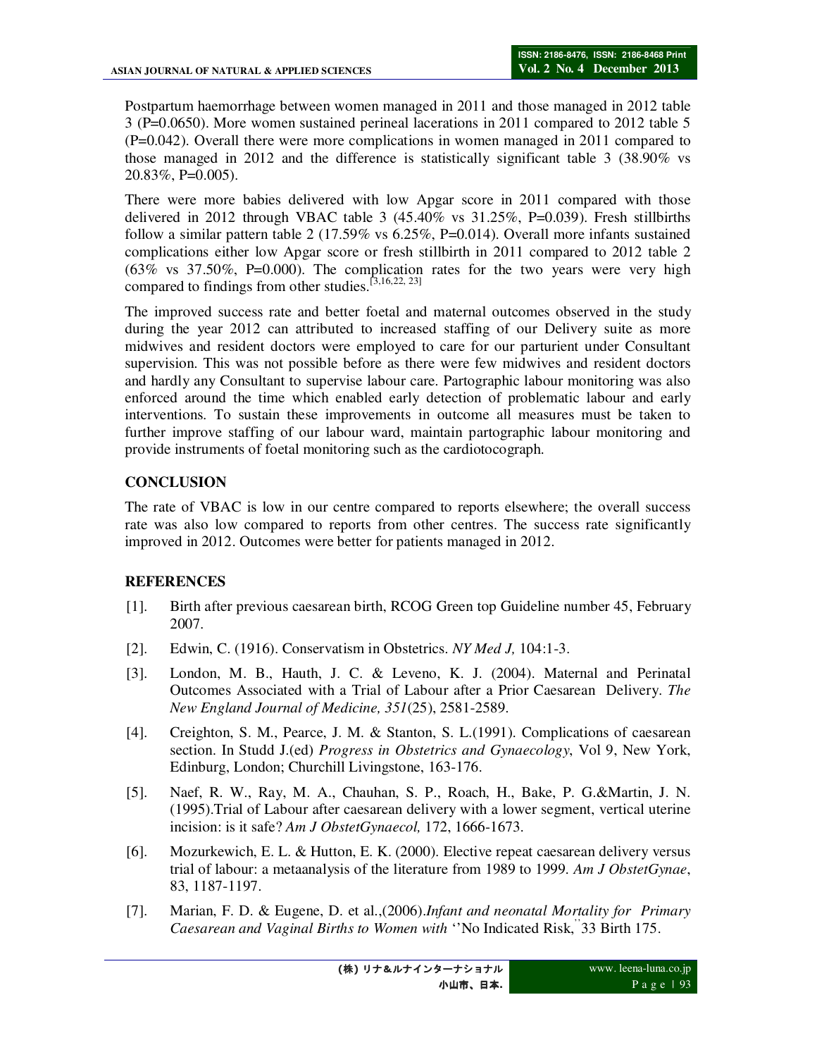Postpartum haemorrhage between women managed in 2011 and those managed in 2012 table 3 (P=0.0650). More women sustained perineal lacerations in 2011 compared to 2012 table 5 (P=0.042). Overall there were more complications in women managed in 2011 compared to those managed in 2012 and the difference is statistically significant table 3 (38.90% vs 20.83%, P=0.005).

There were more babies delivered with low Apgar score in 2011 compared with those delivered in 2012 through VBAC table 3 (45.40% vs 31.25%, P=0.039). Fresh stillbirths follow a similar pattern table 2 (17.59% vs 6.25%, P=0.014). Overall more infants sustained complications either low Apgar score or fresh stillbirth in 2011 compared to 2012 table 2 (63% vs 37.50%, P=0.000). The complication rates for the two years were very high compared to findings from other studies.[3,16,22, 23]

The improved success rate and better foetal and maternal outcomes observed in the study during the year 2012 can attributed to increased staffing of our Delivery suite as more midwives and resident doctors were employed to care for our parturient under Consultant supervision. This was not possible before as there were few midwives and resident doctors and hardly any Consultant to supervise labour care. Partographic labour monitoring was also enforced around the time which enabled early detection of problematic labour and early interventions. To sustain these improvements in outcome all measures must be taken to further improve staffing of our labour ward, maintain partographic labour monitoring and provide instruments of foetal monitoring such as the cardiotocograph.

## CONCLUSION

The rate of VBAC is low in our centre compared to reports elsewhere; the overall success rate was also low compared to reports from other centres. The success rate significantly improved in 2012. Outcomes were better for patients managed in 2012.

## REFERENCES

[1]. Birth after previous caesarean birth, RCOG Green top Guideline number 45, February 2007.

[2]. Edwin, C. (1916). Conservatism in Obstetrics. *NY Med J,* 104:1-3.

[3]. London, M. B., Hauth, J. C. & Leveno, K. J. (2004). Maternal and Perinatal Outcomes Associated with a Trial of Labour after a Prior Caesarean Delivery. *The New England Journal of Medicine, 351*(25), 2581-2589.

[4]. Creighton, S. M., Pearce, J. M. & Stanton, S. L.(1991). Complications of caesarean section. In Studd J.(ed) *Progress in Obstetrics and Gynaecology*, Vol 9, New York, Edinburg, London; Churchill Livingstone, 163-176.

[5]. Naef, R. W., Ray, M. A., Chauhan, S. P., Roach, H., Bake, P. G.&Martin, J. N. (1995).Trial of Labour after caesarean delivery with a lower segment, vertical uterine incision: is it safe? *Am J ObstetGynaecol,* 172, 1666-1673.

[6]. Mozurkewich, E. L. & Hutton, E. K. (2000). Elective repeat caesarean delivery versus trial of labour: a metaanalysis of the literature from 1989 to 1999. *Am J ObstetGynae*, 83, 1187-1197.

[7]. Marian, F. D. & Eugene, D. et al.,(2006).*Infant and neonatal Mortality for Primary Caesarean and Vaginal Births to Women with* ''No Indicated Risk,'' 33 Birth 175.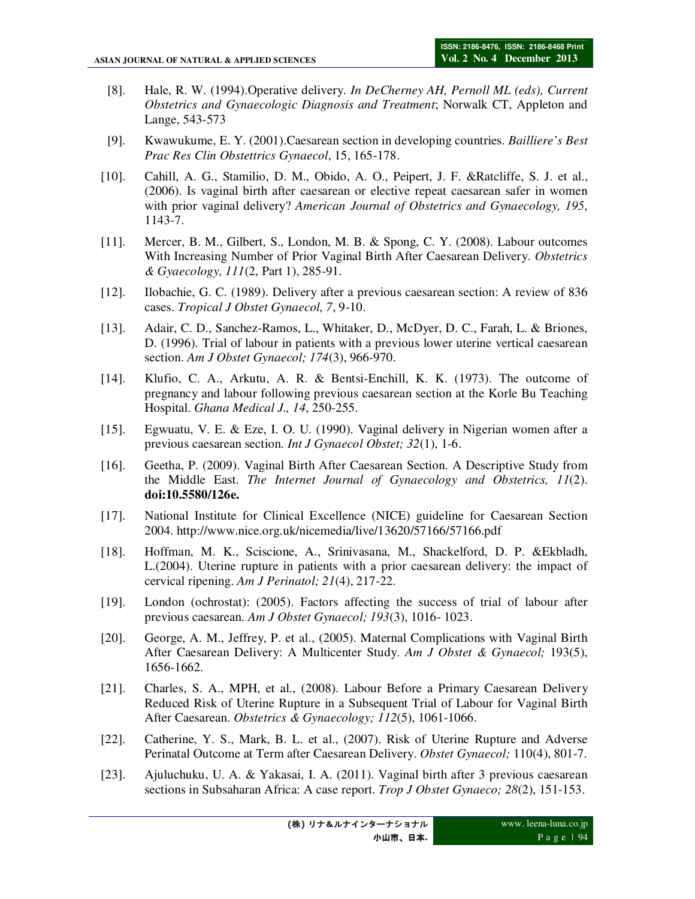[8]. Hale, R. W. (1994).Operative delivery. *In DeCherney AH, Pernoll ML (eds), Current Obstetrics and Gynaecologic Diagnosis and Treatment*; Norwalk CT, Appleton and Lange, 543-573

[9]. Kwawukume, E. Y. (2001).Caesarean section in developing countries. *Bailliere's Best Prac Res Clin Obstettrics Gynaecol*, 15, 165-178.

[10]. Cahill, A. G., Stamilio, D. M., Obido, A. O., Peipert, J. F. &Ratcliffe, S. J. et al., (2006). Is vaginal birth after caesarean or elective repeat caesarean safer in women with prior vaginal delivery? *American Journal of Obstetrics and Gynaecology, 195*, 1143-7.

[11]. Mercer, B. M., Gilbert, S., London, M. B. & Spong, C. Y. (2008). Labour outcomes With Increasing Number of Prior Vaginal Birth After Caesarean Delivery. *Obstetrics & Gyaecology, 111*(2, Part 1), 285-91.

[12]. Ilobachie, G. C. (1989). Delivery after a previous caesarean section: A review of 836 cases. *Tropical J Obstet Gynaecol, 7*, 9-10.

[13]. Adair, C. D., Sanchez-Ramos, L., Whitaker, D., McDyer, D. C., Farah, L. & Briones, D. (1996). Trial of labour in patients with a previous lower uterine vertical caesarean section. *Am J Obstet Gynaecol; 174*(3), 966-970.

[14]. Klufio, C. A., Arkutu, A. R. & Bentsi-Enchill, K. K. (1973). The outcome of pregnancy and labour following previous caesarean section at the Korle Bu Teaching Hospital. *Ghana Medical J., 14*, 250-255.

[15]. Egwuatu, V. E. & Eze, I. O. U. (1990). Vaginal delivery in Nigerian women after a previous caesarean section. *Int J Gynaecol Obstet; 32*(1), 1-6.

[16]. Geetha, P. (2009). Vaginal Birth After Caesarean Section. A Descriptive Study from the Middle East. *The Internet Journal of Gynaecology and Obstetrics, 11*(2). **doi:10.5580/126e.**

[17]. National Institute for Clinical Excellence (NICE) guideline for Caesarean Section 2004. http://www.nice.org.uk/nicemedia/live/13620/57166/57166.pdf

[18]. Hoffman, M. K., Sciscione, A., Srinivasana, M., Shackelford, D. P. &Ekbladh, L.(2004). Uterine rupture in patients with a prior caesarean delivery: the impact of cervical ripening. *Am J Perinatol; 21*(4), 217-22.

[19]. London (ochrostat): (2005). Factors affecting the success of trial of labour after previous caesarean. *Am J Obstet Gynaecol; 193*(3), 1016- 1023.

[20]. George, A. M., Jeffrey, P. et al., (2005). Maternal Complications with Vaginal Birth After Caesarean Delivery: A Multicenter Study. *Am J Obstet & Gynaecol;* 193(5), 1656-1662.

[21]. Charles, S. A., MPH, et al., (2008). Labour Before a Primary Caesarean Delivery Reduced Risk of Uterine Rupture in a Subsequent Trial of Labour for Vaginal Birth After Caesarean. *Obstetrics & Gynaecology; 112*(5), 1061-1066.

[22]. Catherine, Y. S., Mark, B. L. et al., (2007). Risk of Uterine Rupture and Adverse Perinatal Outcome at Term after Caesarean Delivery. *Obstet Gynaecol;* 110(4), 801-7.

[23]. Ajuluchuku, U. A. & Yakasai, I. A. (2011). Vaginal birth after 3 previous caesarean sections in Subsaharan Africa: A case report. *Trop J Obstet Gynaeco; 28*(2), 151-153.